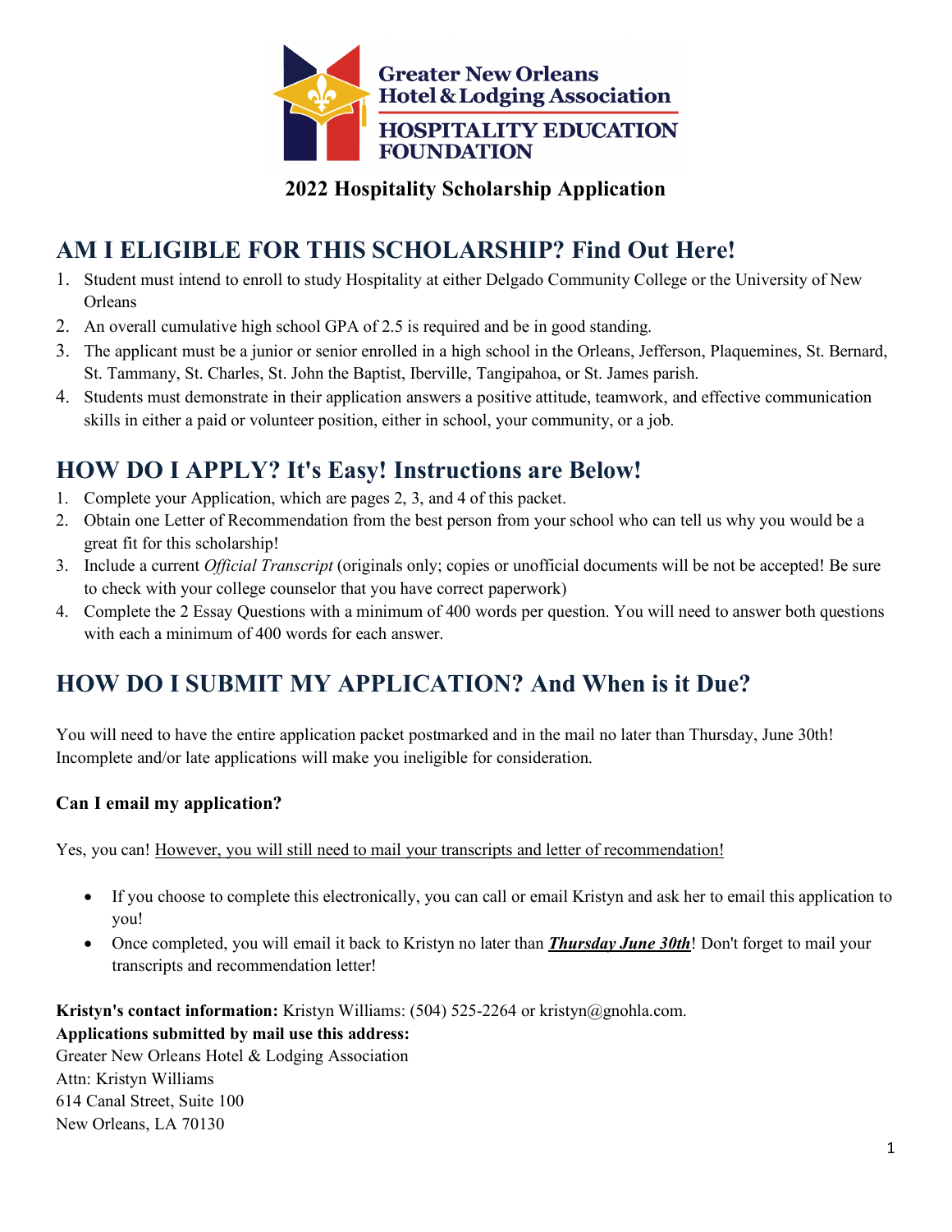Greater New Orleans Hotel & Lodging Association

HOSPITALITY EDUCATION FOUNDATION

**2022 Hospitality Scholarship Application**

## AM I ELIGIBLE FOR THIS SCHOLARSHIP? Find Out Here!

1. Student must intend to enroll to study Hospitality at either Delgado Community College or the University of New Orleans
2. An overall cumulative high school GPA of 2.5 is required and be in good standing.
3. The applicant must be a junior or senior enrolled in a high school in the Orleans, Jefferson, Plaquemines, St. Bernard, St. Tammany, St. Charles, St. John the Baptist, Iberville, Tangipahoa, or St. James parish.
4. Students must demonstrate in their application answers a positive attitude, teamwork, and effective communication skills in either a paid or volunteer position, either in school, your community, or a job.

## HOW DO I APPLY? It's Easy! Instructions are Below!

1. Complete your Application, which are pages 2, 3, and 4 of this packet.
2. Obtain one Letter of Recommendation from the best person from your school who can tell us why you would be a great fit for this scholarship!
3. Include a current *Official Transcript* (originals only; copies or unofficial documents will be not be accepted! Be sure to check with your college counselor that you have correct paperwork)
4. Complete the 2 Essay Questions with a minimum of 400 words per question. You will need to answer both questions with each a minimum of 400 words for each answer.

## HOW DO I SUBMIT MY APPLICATION? And When is it Due?

You will need to have the entire application packet postmarked and in the mail no later than Thursday, June 30th! Incomplete and/or late applications will make you ineligible for consideration.

### Can I email my application?

Yes, you can! <u>However, you will still need to mail your transcripts and letter of recommendation!</u>

- If you choose to complete this electronically, you can call or email Kristyn and ask her to email this application to you!
- Once completed, you will email it back to Kristyn no later than ***<u>Thursday June 30th</u>***! Don't forget to mail your transcripts and recommendation letter!

**Kristyn's contact information:** Kristyn Williams: (504) 525-2264 or kristyn@gnohla.com.
**Applications submitted by mail use this address:**
Greater New Orleans Hotel & Lodging Association
Attn: Kristyn Williams
614 Canal Street, Suite 100
New Orleans, LA 70130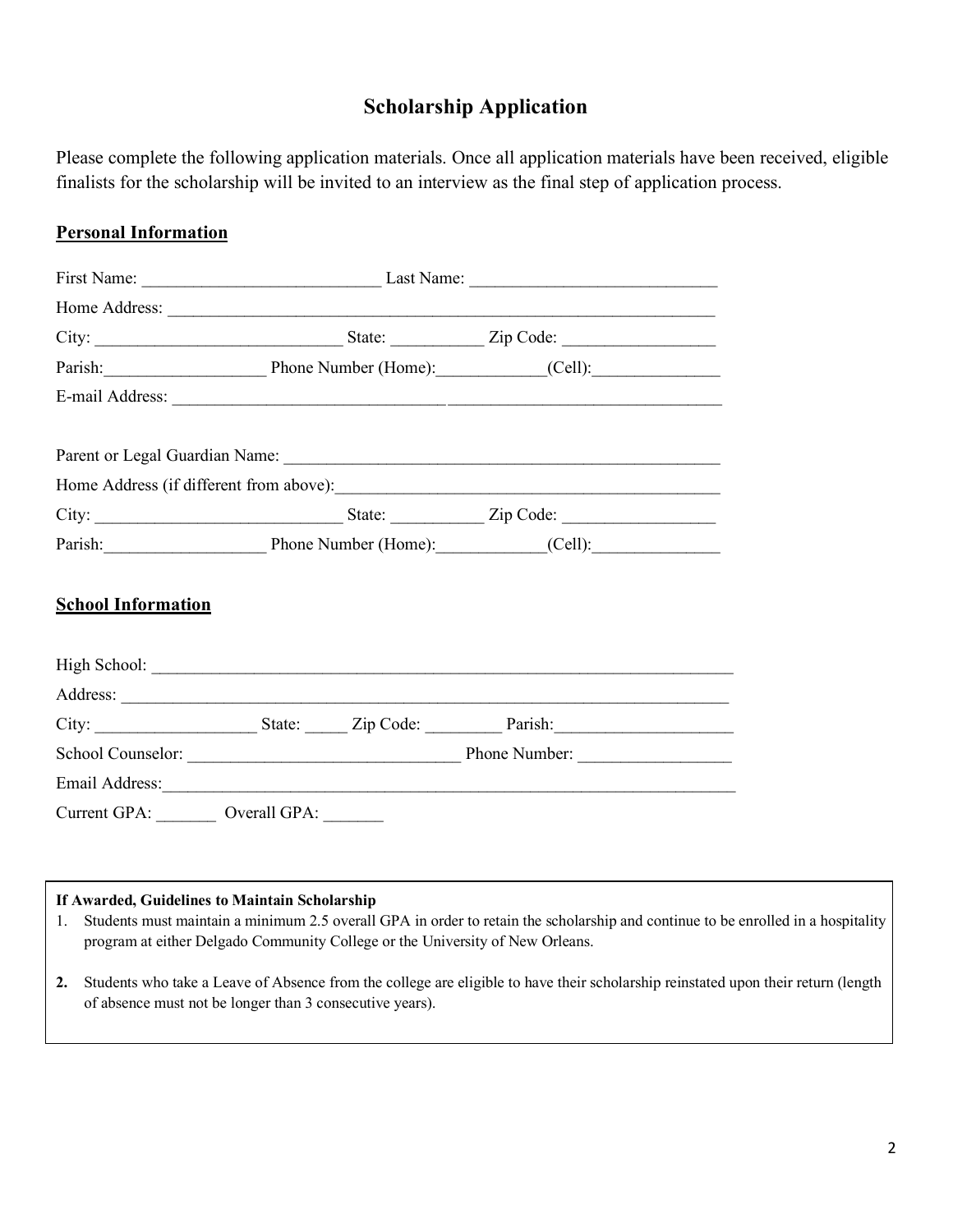# Scholarship Application

Please complete the following application materials. Once all application materials have been received, eligible finalists for the scholarship will be invited to an interview as the final step of application process.

## Personal Information

First Name: ____________________________ Last Name: ____________________________

Home Address: ________________________________________________________________

City: _____________________________ State: ___________ Zip Code: __________________

Parish:___________________ Phone Number (Home):____________(Cell):_______________

E-mail Address: ________________________________________________________________

Parent or Legal Guardian Name: ___________________________________________________

Home Address (if different from above):_____________________________________________

City: _____________________________ State: ___________ Zip Code: __________________

Parish:___________________ Phone Number (Home):____________(Cell):_______________

## School Information

High School: __________________________________________________________________

Address: ______________________________________________________________________

City: ___________________ State: _____ Zip Code: _________ Parish:____________________

School Counselor: _______________________________ Phone Number: __________________

Email Address:__________________________________________________________________

Current GPA: _______ Overall GPA: _______

**If Awarded, Guidelines to Maintain Scholarship**

1. Students must maintain a minimum 2.5 overall GPA in order to retain the scholarship and continue to be enrolled in a hospitality program at either Delgado Community College or the University of New Orleans.
2. Students who take a Leave of Absence from the college are eligible to have their scholarship reinstated upon their return (length of absence must not be longer than 3 consecutive years).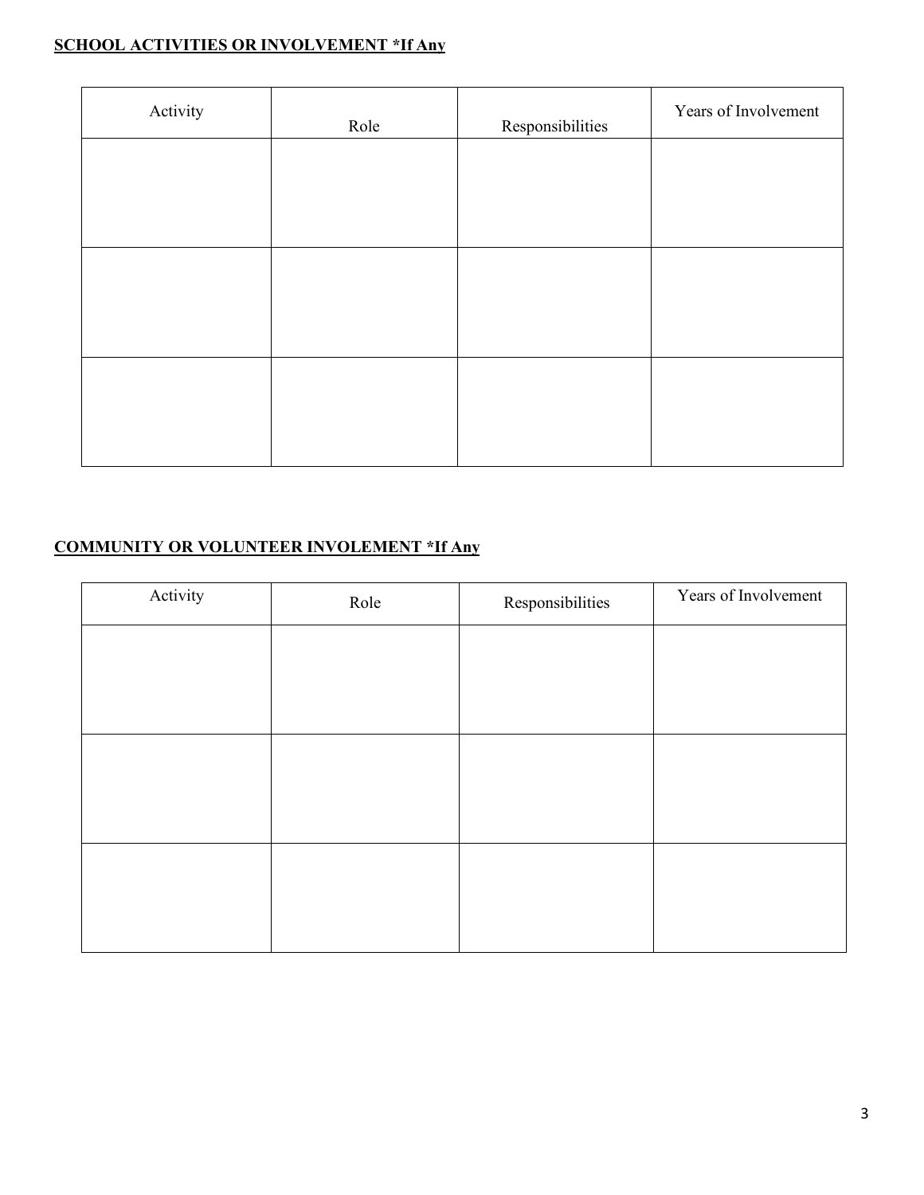**<u>SCHOOL ACTIVITIES OR INVOLVEMENT *If Any</u>**

| Activity | Role | Responsibilities | Years of Involvement |
|---|---|---|---|
| | | | |
| | | | |
| | | | |

**<u>COMMUNITY OR VOLUNTEER INVOLEMENT *If Any</u>**

| Activity | Role | Responsibilities | Years of Involvement |
|---|---|---|---|
| | | | |
| | | | |
| | | | |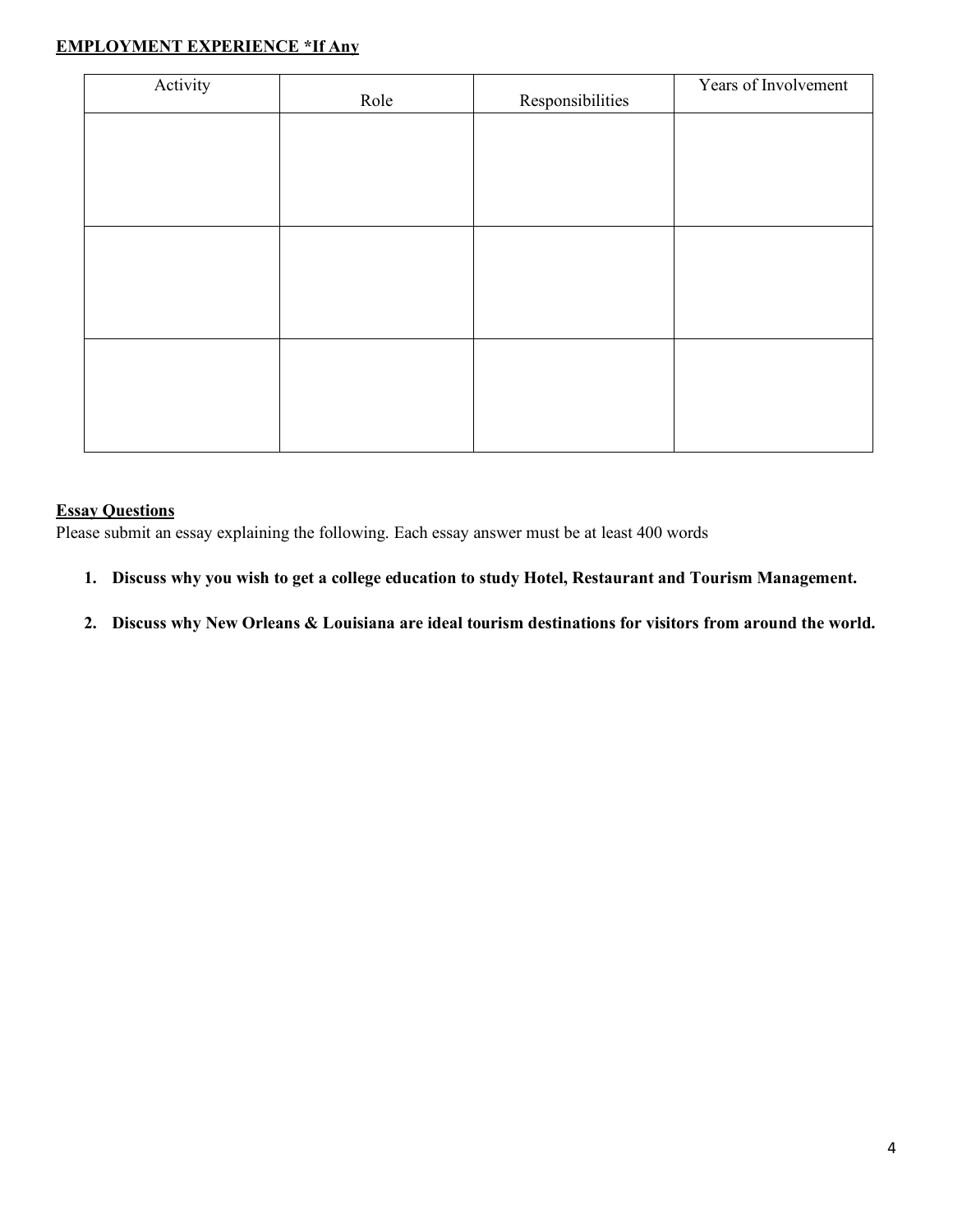**EMPLOYMENT EXPERIENCE *If Any**

| Activity | Role | Responsibilities | Years of Involvement |
| --- | --- | --- | --- |
| | | | |
| | | | |
| | | | |

**Essay Questions**

Please submit an essay explaining the following. Each essay answer must be at least 400 words

1. **Discuss why you wish to get a college education to study Hotel, Restaurant and Tourism Management.**
2. **Discuss why New Orleans & Louisiana are ideal tourism destinations for visitors from around the world.**